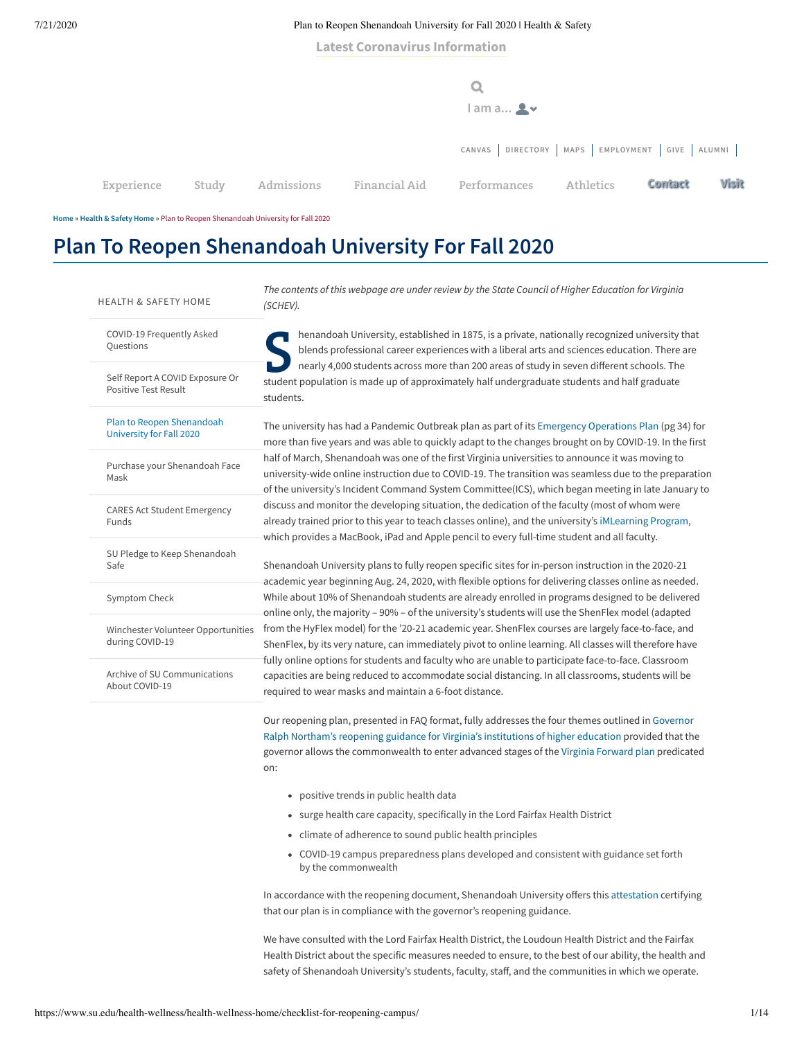Latest Coronavirus Information

I am a...

CANVAS | DIRECTORY | MAPS | EMPLOYMENT | GIVE | ALUMNI

Experience Study Admissions Financial Aid Performances Athletics Contact Visit

Home » Health & Safety Home » Plan to Reopen Shenandoah University for Fall 2020

# Plan To Reopen Shenandoah University For Fall 2020

HEALTH & SAFETY HOME

- COVID-19 Frequently Asked Questions
- Self Report A COVID Exposure Or Positive Test Result
- Plan to Reopen Shenandoah University for Fall 2020
- Purchase your Shenandoah Face Mask
- CARES Act Student Emergency Funds
- SU Pledge to Keep Shenandoah Safe
- Symptom Check
- Winchester Volunteer Opportunities during COVID-19
- Archive of SU Communications About COVID-19

*The contents of this webpage are under review by the State Council of Higher Education for Virginia (SCHEV).*

Shenandoah University, established in 1875, is a private, nationally recognized university that blends professional career experiences with a liberal arts and sciences education. There are nearly 4,000 students across more than 200 areas of study in seven different schools. The student population is made up of approximately half undergraduate students and half graduate students.

The university has had a Pandemic Outbreak plan as part of its Emergency Operations Plan (pg 34) for more than five years and was able to quickly adapt to the changes brought on by COVID-19. In the first half of March, Shenandoah was one of the first Virginia universities to announce it was moving to university-wide online instruction due to COVID-19. The transition was seamless due to the preparation of the university's Incident Command System Committee(ICS), which began meeting in late January to discuss and monitor the developing situation, the dedication of the faculty (most of whom were already trained prior to this year to teach classes online), and the university's iMLearning Program, which provides a MacBook, iPad and Apple pencil to every full-time student and all faculty.

Shenandoah University plans to fully reopen specific sites for in-person instruction in the 2020-21 academic year beginning Aug. 24, 2020, with flexible options for delivering classes online as needed. While about 10% of Shenandoah students are already enrolled in programs designed to be delivered online only, the majority – 90% – of the university's students will use the ShenFlex model (adapted from the HyFlex model) for the '20-21 academic year. ShenFlex courses are largely face-to-face, and ShenFlex, by its very nature, can immediately pivot to online learning. All classes will therefore have fully online options for students and faculty who are unable to participate face-to-face. Classroom capacities are being reduced to accommodate social distancing. In all classrooms, students will be required to wear masks and maintain a 6-foot distance.

Our reopening plan, presented in FAQ format, fully addresses the four themes outlined in Governor Ralph Northam's reopening guidance for Virginia's institutions of higher education provided that the governor allows the commonwealth to enter advanced stages of the Virginia Forward plan predicated on:

- positive trends in public health data
- surge health care capacity, specifically in the Lord Fairfax Health District
- climate of adherence to sound public health principles
- COVID-19 campus preparedness plans developed and consistent with guidance set forth by the commonwealth

In accordance with the reopening document, Shenandoah University offers this attestation certifying that our plan is in compliance with the governor's reopening guidance.

We have consulted with the Lord Fairfax Health District, the Loudoun Health District and the Fairfax Health District about the specific measures needed to ensure, to the best of our ability, the health and safety of Shenandoah University's students, faculty, staff, and the communities in which we operate.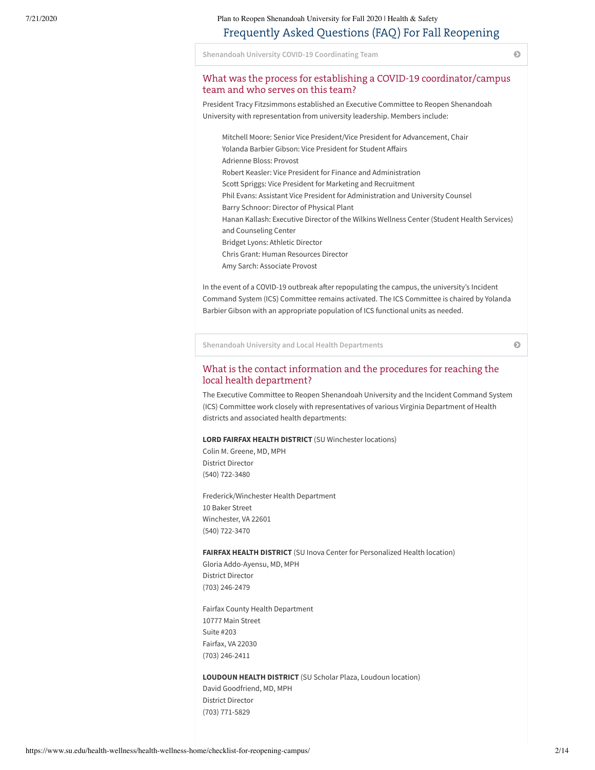# Frequently Asked Questions (FAQ) For Fall Reopening

**Shenandoah University COVID-19 Coordinating Team**

## What was the process for establishing a COVID-19 coordinator/campus team and who serves on this team?

President Tracy Fitzsimmons established an Executive Committee to Reopen Shenandoah University with representation from university leadership. Members include:

- Mitchell Moore: Senior Vice President/Vice President for Advancement, Chair
- Yolanda Barbier Gibson: Vice President for Student Affairs
- Adrienne Bloss: Provost
- Robert Keasler: Vice President for Finance and Administration
- Scott Spriggs: Vice President for Marketing and Recruitment
- Phil Evans: Assistant Vice President for Administration and University Counsel
- Barry Schnoor: Director of Physical Plant
- Hanan Kallash: Executive Director of the Wilkins Wellness Center (Student Health Services) and Counseling Center
- Bridget Lyons: Athletic Director
- Chris Grant: Human Resources Director
- Amy Sarch: Associate Provost

In the event of a COVID-19 outbreak after repopulating the campus, the university's Incident Command System (ICS) Committee remains activated. The ICS Committee is chaired by Yolanda Barbier Gibson with an appropriate population of ICS functional units as needed.

**Shenandoah University and Local Health Departments**

## What is the contact information and the procedures for reaching the local health department?

The Executive Committee to Reopen Shenandoah University and the Incident Command System (ICS) Committee work closely with representatives of various Virginia Department of Health districts and associated health departments:

**LORD FAIRFAX HEALTH DISTRICT** (SU Winchester locations)
Colin M. Greene, MD, MPH
District Director
(540) 722-3480

Frederick/Winchester Health Department
10 Baker Street
Winchester, VA 22601
(540) 722-3470

**FAIRFAX HEALTH DISTRICT** (SU Inova Center for Personalized Health location)
Gloria Addo-Ayensu, MD, MPH
District Director
(703) 246-2479

Fairfax County Health Department
10777 Main Street
Suite #203
Fairfax, VA 22030
(703) 246-2411

**LOUDOUN HEALTH DISTRICT** (SU Scholar Plaza, Loudoun location)
David Goodfriend, MD, MPH
District Director
(703) 771-5829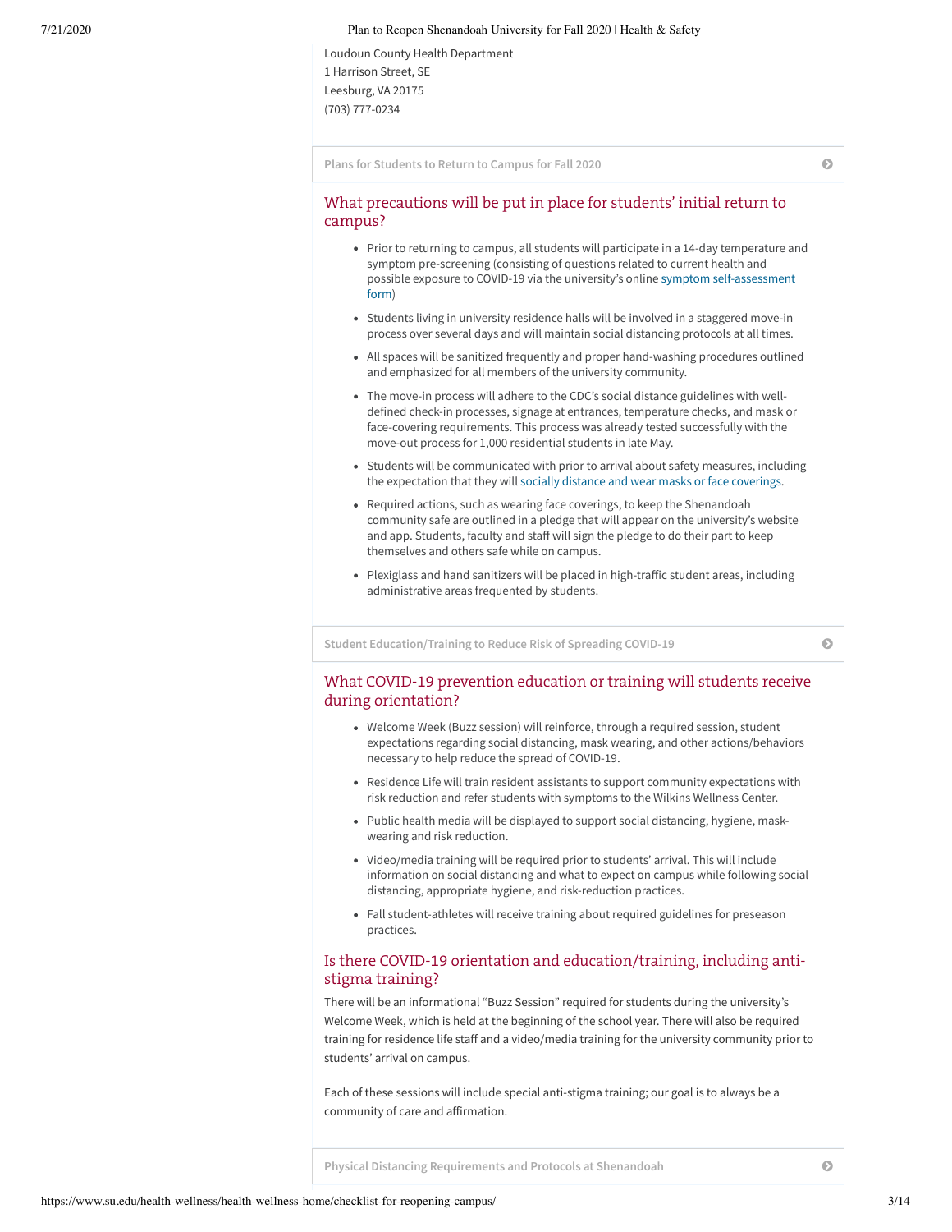Loudoun County Health Department
1 Harrison Street, SE
Leesburg, VA 20175
(703) 777-0234

**Plans for Students to Return to Campus for Fall 2020**

## What precautions will be put in place for students' initial return to campus?

- Prior to returning to campus, all students will participate in a 14-day temperature and symptom pre-screening (consisting of questions related to current health and possible exposure to COVID-19 via the university's online symptom self-assessment form)
- Students living in university residence halls will be involved in a staggered move-in process over several days and will maintain social distancing protocols at all times.
- All spaces will be sanitized frequently and proper hand-washing procedures outlined and emphasized for all members of the university community.
- The move-in process will adhere to the CDC's social distance guidelines with well-defined check-in processes, signage at entrances, temperature checks, and mask or face-covering requirements. This process was already tested successfully with the move-out process for 1,000 residential students in late May.
- Students will be communicated with prior to arrival about safety measures, including the expectation that they will socially distance and wear masks or face coverings.
- Required actions, such as wearing face coverings, to keep the Shenandoah community safe are outlined in a pledge that will appear on the university's website and app. Students, faculty and staff will sign the pledge to do their part to keep themselves and others safe while on campus.
- Plexiglass and hand sanitizers will be placed in high-traffic student areas, including administrative areas frequented by students.

**Student Education/Training to Reduce Risk of Spreading COVID-19**

## What COVID-19 prevention education or training will students receive during orientation?

- Welcome Week (Buzz session) will reinforce, through a required session, student expectations regarding social distancing, mask wearing, and other actions/behaviors necessary to help reduce the spread of COVID-19.
- Residence Life will train resident assistants to support community expectations with risk reduction and refer students with symptoms to the Wilkins Wellness Center.
- Public health media will be displayed to support social distancing, hygiene, mask-wearing and risk reduction.
- Video/media training will be required prior to students' arrival. This will include information on social distancing and what to expect on campus while following social distancing, appropriate hygiene, and risk-reduction practices.
- Fall student-athletes will receive training about required guidelines for preseason practices.

## Is there COVID-19 orientation and education/training, including anti-stigma training?

There will be an informational "Buzz Session" required for students during the university's Welcome Week, which is held at the beginning of the school year. There will also be required training for residence life staff and a video/media training for the university community prior to students' arrival on campus.

Each of these sessions will include special anti-stigma training; our goal is to always be a community of care and affirmation.

**Physical Distancing Requirements and Protocols at Shenandoah**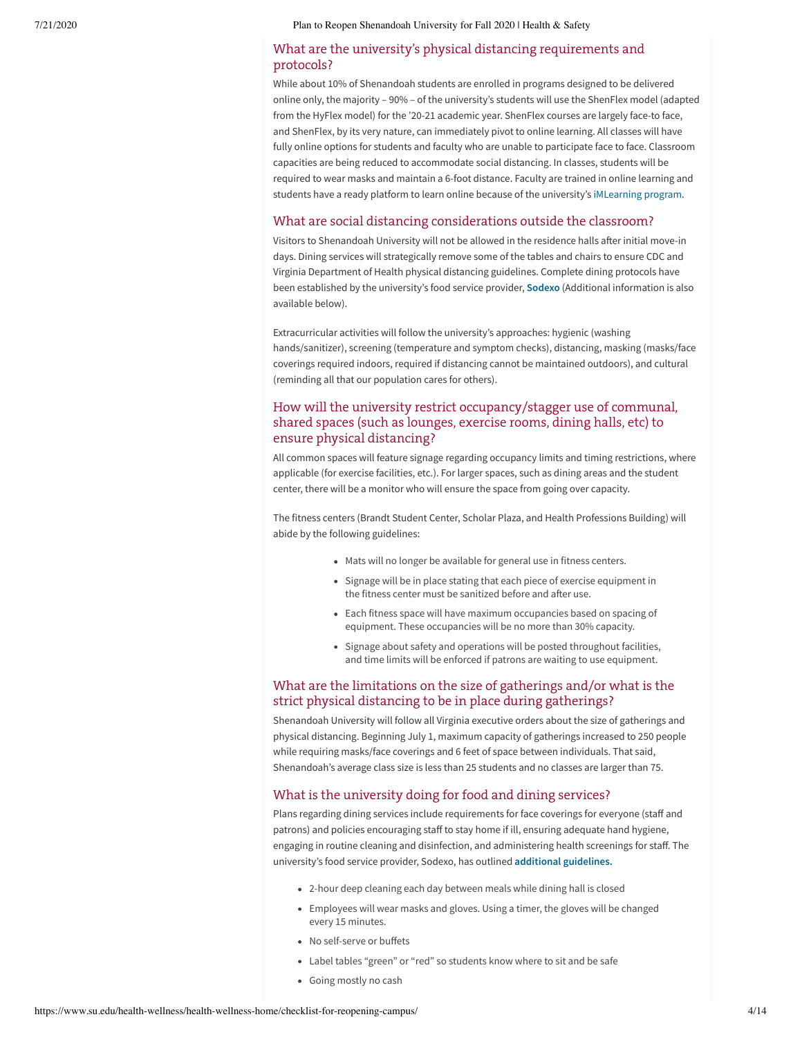### What are the university's physical distancing requirements and protocols?

While about 10% of Shenandoah students are enrolled in programs designed to be delivered online only, the majority – 90% – of the university's students will use the ShenFlex model (adapted from the HyFlex model) for the '20-21 academic year. ShenFlex courses are largely face-to face, and ShenFlex, by its very nature, can immediately pivot to online learning. All classes will have fully online options for students and faculty who are unable to participate face to face. Classroom capacities are being reduced to accommodate social distancing. In classes, students will be required to wear masks and maintain a 6-foot distance. Faculty are trained in online learning and students have a ready platform to learn online because of the university's iMLearning program.

### What are social distancing considerations outside the classroom?

Visitors to Shenandoah University will not be allowed in the residence halls after initial move-in days. Dining services will strategically remove some of the tables and chairs to ensure CDC and Virginia Department of Health physical distancing guidelines. Complete dining protocols have been established by the university's food service provider, **Sodexo** (Additional information is also available below).

Extracurricular activities will follow the university's approaches: hygienic (washing hands/sanitizer), screening (temperature and symptom checks), distancing, masking (masks/face coverings required indoors, required if distancing cannot be maintained outdoors), and cultural (reminding all that our population cares for others).

### How will the university restrict occupancy/stagger use of communal, shared spaces (such as lounges, exercise rooms, dining halls, etc) to ensure physical distancing?

All common spaces will feature signage regarding occupancy limits and timing restrictions, where applicable (for exercise facilities, etc.). For larger spaces, such as dining areas and the student center, there will be a monitor who will ensure the space from going over capacity.

The fitness centers (Brandt Student Center, Scholar Plaza, and Health Professions Building) will abide by the following guidelines:

- Mats will no longer be available for general use in fitness centers.
- Signage will be in place stating that each piece of exercise equipment in the fitness center must be sanitized before and after use.
- Each fitness space will have maximum occupancies based on spacing of equipment. These occupancies will be no more than 30% capacity.
- Signage about safety and operations will be posted throughout facilities, and time limits will be enforced if patrons are waiting to use equipment.

### What are the limitations on the size of gatherings and/or what is the strict physical distancing to be in place during gatherings?

Shenandoah University will follow all Virginia executive orders about the size of gatherings and physical distancing. Beginning July 1, maximum capacity of gatherings increased to 250 people while requiring masks/face coverings and 6 feet of space between individuals. That said, Shenandoah's average class size is less than 25 students and no classes are larger than 75.

### What is the university doing for food and dining services?

Plans regarding dining services include requirements for face coverings for everyone (staff and patrons) and policies encouraging staff to stay home if ill, ensuring adequate hand hygiene, engaging in routine cleaning and disinfection, and administering health screenings for staff. The university's food service provider, Sodexo, has outlined **additional guidelines.**

- 2-hour deep cleaning each day between meals while dining hall is closed
- Employees will wear masks and gloves. Using a timer, the gloves will be changed every 15 minutes.
- No self-serve or buffets
- Label tables "green" or "red" so students know where to sit and be safe
- Going mostly no cash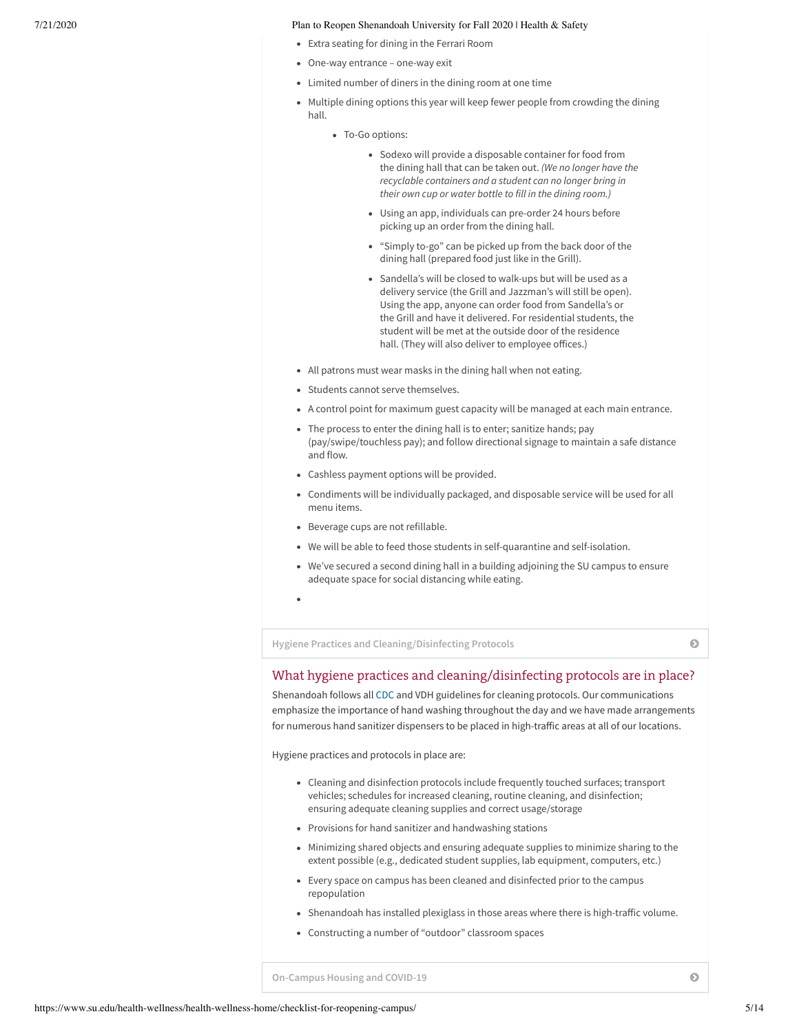- Extra seating for dining in the Ferrari Room
- One-way entrance – one-way exit
- Limited number of diners in the dining room at one time
- Multiple dining options this year will keep fewer people from crowding the dining hall.
    - To-Go options:
        - Sodexo will provide a disposable container for food from the dining hall that can be taken out. *(We no longer have the recyclable containers and a student can no longer bring in their own cup or water bottle to fill in the dining room.)*
        - Using an app, individuals can pre-order 24 hours before picking up an order from the dining hall.
        - "Simply to-go" can be picked up from the back door of the dining hall (prepared food just like in the Grill).
        - Sandella's will be closed to walk-ups but will be used as a delivery service (the Grill and Jazzman's will still be open). Using the app, anyone can order food from Sandella's or the Grill and have it delivered. For residential students, the student will be met at the outside door of the residence hall. (They will also deliver to employee offices.)
- All patrons must wear masks in the dining hall when not eating.
- Students cannot serve themselves.
- A control point for maximum guest capacity will be managed at each main entrance.
- The process to enter the dining hall is to enter; sanitize hands; pay (pay/swipe/touchless pay); and follow directional signage to maintain a safe distance and flow.
- Cashless payment options will be provided.
- Condiments will be individually packaged, and disposable service will be used for all menu items.
- Beverage cups are not refillable.
- We will be able to feed those students in self-quarantine and self-isolation.
- We've secured a second dining hall in a building adjoining the SU campus to ensure adequate space for social distancing while eating.

**Hygiene Practices and Cleaning/Disinfecting Protocols**

## What hygiene practices and cleaning/disinfecting protocols are in place?

Shenandoah follows all CDC and VDH guidelines for cleaning protocols. Our communications emphasize the importance of hand washing throughout the day and we have made arrangements for numerous hand sanitizer dispensers to be placed in high-traffic areas at all of our locations.

Hygiene practices and protocols in place are:

- Cleaning and disinfection protocols include frequently touched surfaces; transport vehicles; schedules for increased cleaning, routine cleaning, and disinfection; ensuring adequate cleaning supplies and correct usage/storage
- Provisions for hand sanitizer and handwashing stations
- Minimizing shared objects and ensuring adequate supplies to minimize sharing to the extent possible (e.g., dedicated student supplies, lab equipment, computers, etc.)
- Every space on campus has been cleaned and disinfected prior to the campus repopulation
- Shenandoah has installed plexiglass in those areas where there is high-traffic volume.
- Constructing a number of "outdoor" classroom spaces

**On-Campus Housing and COVID-19**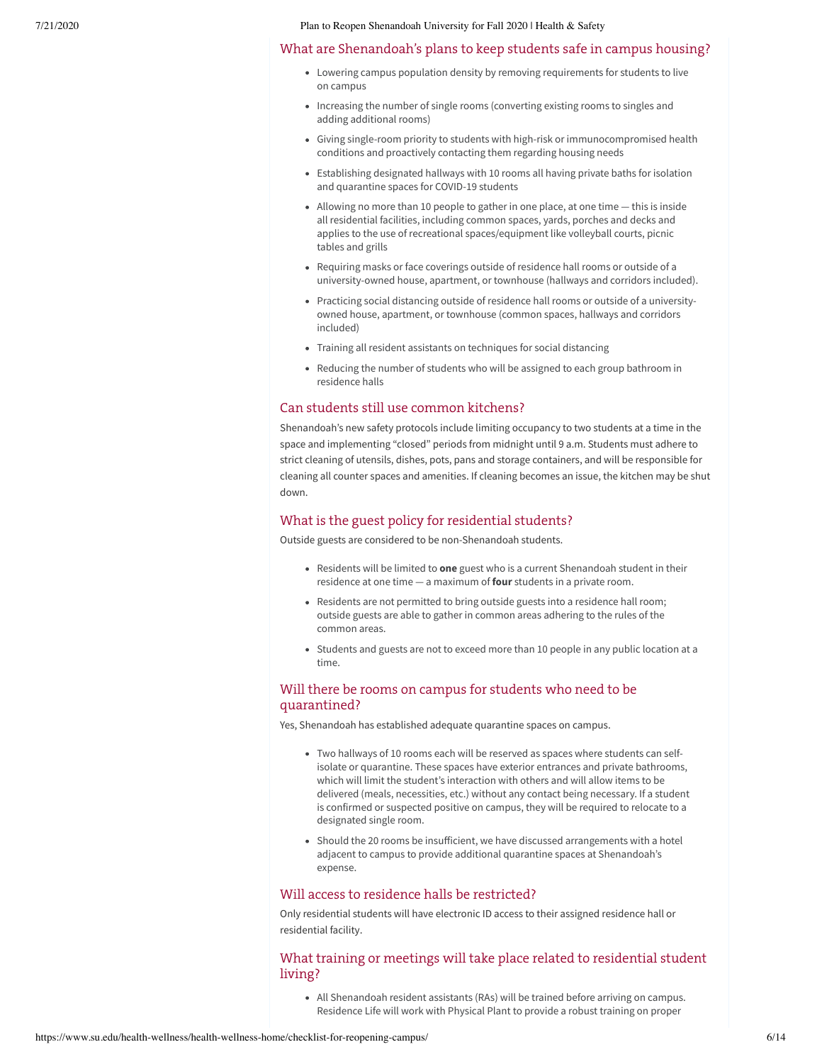### What are Shenandoah's plans to keep students safe in campus housing?

- Lowering campus population density by removing requirements for students to live on campus
- Increasing the number of single rooms (converting existing rooms to singles and adding additional rooms)
- Giving single-room priority to students with high-risk or immunocompromised health conditions and proactively contacting them regarding housing needs
- Establishing designated hallways with 10 rooms all having private baths for isolation and quarantine spaces for COVID-19 students
- Allowing no more than 10 people to gather in one place, at one time — this is inside all residential facilities, including common spaces, yards, porches and decks and applies to the use of recreational spaces/equipment like volleyball courts, picnic tables and grills
- Requiring masks or face coverings outside of residence hall rooms or outside of a university-owned house, apartment, or townhouse (hallways and corridors included).
- Practicing social distancing outside of residence hall rooms or outside of a university-owned house, apartment, or townhouse (common spaces, hallways and corridors included)
- Training all resident assistants on techniques for social distancing
- Reducing the number of students who will be assigned to each group bathroom in residence halls

### Can students still use common kitchens?

Shenandoah's new safety protocols include limiting occupancy to two students at a time in the space and implementing "closed" periods from midnight until 9 a.m. Students must adhere to strict cleaning of utensils, dishes, pots, pans and storage containers, and will be responsible for cleaning all counter spaces and amenities. If cleaning becomes an issue, the kitchen may be shut down.

### What is the guest policy for residential students?

Outside guests are considered to be non-Shenandoah students.

- Residents will be limited to **one** guest who is a current Shenandoah student in their residence at one time — a maximum of **four** students in a private room.
- Residents are not permitted to bring outside guests into a residence hall room; outside guests are able to gather in common areas adhering to the rules of the common areas.
- Students and guests are not to exceed more than 10 people in any public location at a time.

### Will there be rooms on campus for students who need to be quarantined?

Yes, Shenandoah has established adequate quarantine spaces on campus.

- Two hallways of 10 rooms each will be reserved as spaces where students can self-isolate or quarantine. These spaces have exterior entrances and private bathrooms, which will limit the student's interaction with others and will allow items to be delivered (meals, necessities, etc.) without any contact being necessary. If a student is confirmed or suspected positive on campus, they will be required to relocate to a designated single room.
- Should the 20 rooms be insufficient, we have discussed arrangements with a hotel adjacent to campus to provide additional quarantine spaces at Shenandoah's expense.

### Will access to residence halls be restricted?

Only residential students will have electronic ID access to their assigned residence hall or residential facility.

### What training or meetings will take place related to residential student living?

- All Shenandoah resident assistants (RAs) will be trained before arriving on campus. Residence Life will work with Physical Plant to provide a robust training on proper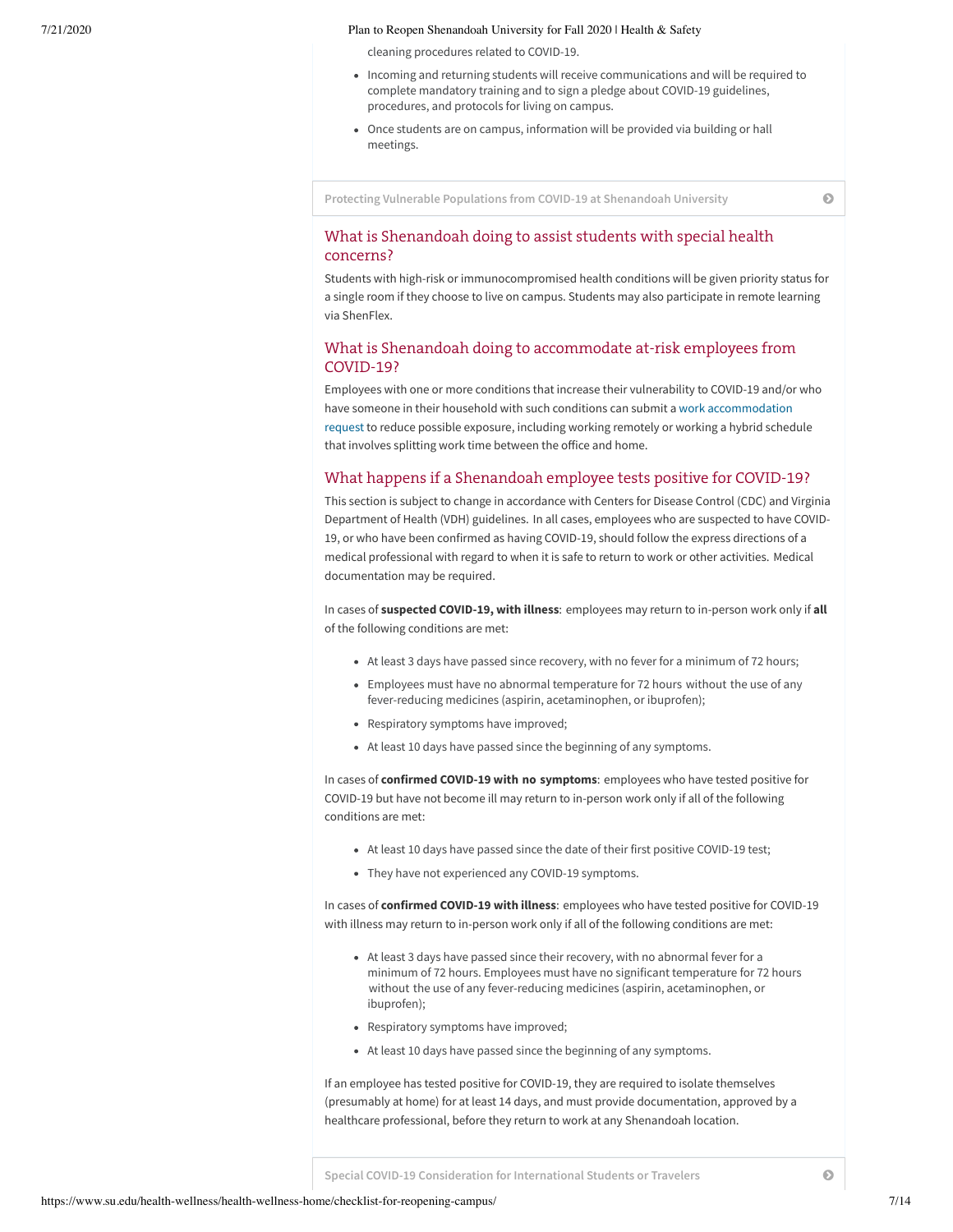cleaning procedures related to COVID-19.

- Incoming and returning students will receive communications and will be required to complete mandatory training and to sign a pledge about COVID-19 guidelines, procedures, and protocols for living on campus.
- Once students are on campus, information will be provided via building or hall meetings.

Protecting Vulnerable Populations from COVID-19 at Shenandoah University

### What is Shenandoah doing to assist students with special health concerns?

Students with high-risk or immunocompromised health conditions will be given priority status for a single room if they choose to live on campus. Students may also participate in remote learning via ShenFlex.

### What is Shenandoah doing to accommodate at-risk employees from COVID-19?

Employees with one or more conditions that increase their vulnerability to COVID-19 and/or who have someone in their household with such conditions can submit a work accommodation request to reduce possible exposure, including working remotely or working a hybrid schedule that involves splitting work time between the office and home.

### What happens if a Shenandoah employee tests positive for COVID-19?

This section is subject to change in accordance with Centers for Disease Control (CDC) and Virginia Department of Health (VDH) guidelines. In all cases, employees who are suspected to have COVID-19, or who have been confirmed as having COVID-19, should follow the express directions of a medical professional with regard to when it is safe to return to work or other activities. Medical documentation may be required.

In cases of **suspected COVID-19, with illness**: employees may return to in-person work only if **all** of the following conditions are met:

- At least 3 days have passed since recovery, with no fever for a minimum of 72 hours;
- Employees must have no abnormal temperature for 72 hours without the use of any fever-reducing medicines (aspirin, acetaminophen, or ibuprofen);
- Respiratory symptoms have improved;
- At least 10 days have passed since the beginning of any symptoms.

In cases of **confirmed COVID-19 with no symptoms**: employees who have tested positive for COVID-19 but have not become ill may return to in-person work only if all of the following conditions are met:

- At least 10 days have passed since the date of their first positive COVID-19 test;
- They have not experienced any COVID-19 symptoms.

In cases of **confirmed COVID-19 with illness**: employees who have tested positive for COVID-19 with illness may return to in-person work only if all of the following conditions are met:

- At least 3 days have passed since their recovery, with no abnormal fever for a minimum of 72 hours. Employees must have no significant temperature for 72 hours without the use of any fever-reducing medicines (aspirin, acetaminophen, or ibuprofen);
- Respiratory symptoms have improved;
- At least 10 days have passed since the beginning of any symptoms.

If an employee has tested positive for COVID-19, they are required to isolate themselves (presumably at home) for at least 14 days, and must provide documentation, approved by a healthcare professional, before they return to work at any Shenandoah location.

Special COVID-19 Consideration for International Students or Travelers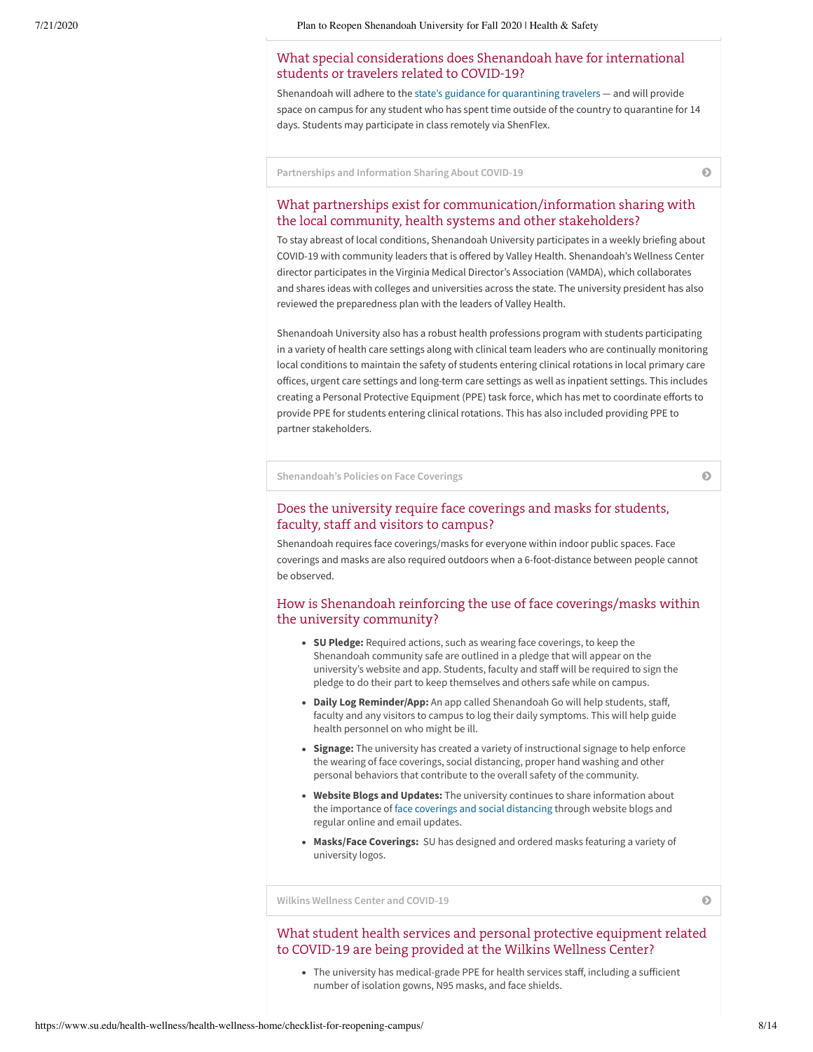### What special considerations does Shenandoah have for international students or travelers related to COVID-19?

Shenandoah will adhere to the state's guidance for quarantining travelers — and will provide space on campus for any student who has spent time outside of the country to quarantine for 14 days. Students may participate in class remotely via ShenFlex.

## Partnerships and Information Sharing About COVID-19

### What partnerships exist for communication/information sharing with the local community, health systems and other stakeholders?

To stay abreast of local conditions, Shenandoah University participates in a weekly briefing about COVID-19 with community leaders that is offered by Valley Health. Shenandoah's Wellness Center director participates in the Virginia Medical Director's Association (VAMDA), which collaborates and shares ideas with colleges and universities across the state. The university president has also reviewed the preparedness plan with the leaders of Valley Health.

Shenandoah University also has a robust health professions program with students participating in a variety of health care settings along with clinical team leaders who are continually monitoring local conditions to maintain the safety of students entering clinical rotations in local primary care offices, urgent care settings and long-term care settings as well as inpatient settings. This includes creating a Personal Protective Equipment (PPE) task force, which has met to coordinate efforts to provide PPE for students entering clinical rotations. This has also included providing PPE to partner stakeholders.

## Shenandoah's Policies on Face Coverings

### Does the university require face coverings and masks for students, faculty, staff and visitors to campus?

Shenandoah requires face coverings/masks for everyone within indoor public spaces. Face coverings and masks are also required outdoors when a 6-foot-distance between people cannot be observed.

### How is Shenandoah reinforcing the use of face coverings/masks within the university community?

- **SU Pledge:** Required actions, such as wearing face coverings, to keep the Shenandoah community safe are outlined in a pledge that will appear on the university's website and app. Students, faculty and staff will be required to sign the pledge to do their part to keep themselves and others safe while on campus.
- **Daily Log Reminder/App:** An app called Shenandoah Go will help students, staff, faculty and any visitors to campus to log their daily symptoms. This will help guide health personnel on who might be ill.
- **Signage:** The university has created a variety of instructional signage to help enforce the wearing of face coverings, social distancing, proper hand washing and other personal behaviors that contribute to the overall safety of the community.
- **Website Blogs and Updates:** The university continues to share information about the importance of face coverings and social distancing through website blogs and regular online and email updates.
- **Masks/Face Coverings:** SU has designed and ordered masks featuring a variety of university logos.

## Wilkins Wellness Center and COVID-19

### What student health services and personal protective equipment related to COVID-19 are being provided at the Wilkins Wellness Center?

- The university has medical-grade PPE for health services staff, including a sufficient number of isolation gowns, N95 masks, and face shields.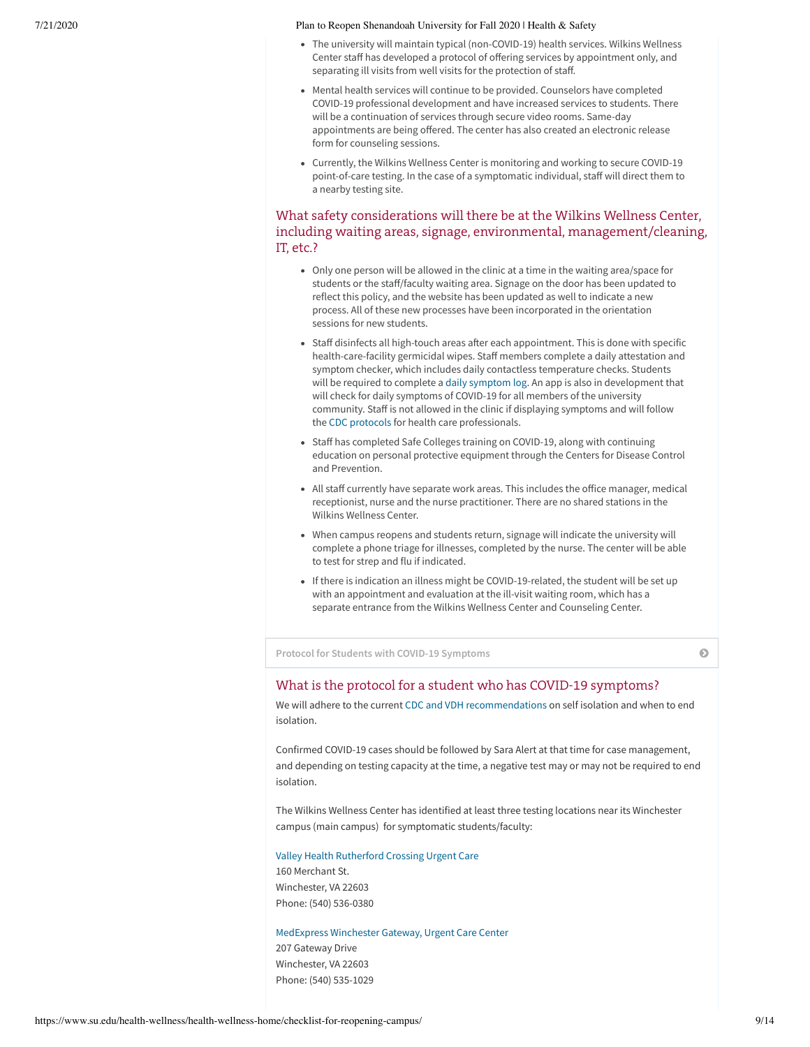- The university will maintain typical (non-COVID-19) health services. Wilkins Wellness Center staff has developed a protocol of offering services by appointment only, and separating ill visits from well visits for the protection of staff.
- Mental health services will continue to be provided. Counselors have completed COVID-19 professional development and have increased services to students. There will be a continuation of services through secure video rooms. Same-day appointments are being offered. The center has also created an electronic release form for counseling sessions.
- Currently, the Wilkins Wellness Center is monitoring and working to secure COVID-19 point-of-care testing. In the case of a symptomatic individual, staff will direct them to a nearby testing site.

## What safety considerations will there be at the Wilkins Wellness Center, including waiting areas, signage, environmental, management/cleaning, IT, etc.?

- Only one person will be allowed in the clinic at a time in the waiting area/space for students or the staff/faculty waiting area. Signage on the door has been updated to reflect this policy, and the website has been updated as well to indicate a new process. All of these new processes have been incorporated in the orientation sessions for new students.
- Staff disinfects all high-touch areas after each appointment. This is done with specific health-care-facility germicidal wipes. Staff members complete a daily attestation and symptom checker, which includes daily contactless temperature checks. Students will be required to complete a daily symptom log. An app is also in development that will check for daily symptoms of COVID-19 for all members of the university community. Staff is not allowed in the clinic if displaying symptoms and will follow the CDC protocols for health care professionals.
- Staff has completed Safe Colleges training on COVID-19, along with continuing education on personal protective equipment through the Centers for Disease Control and Prevention.
- All staff currently have separate work areas. This includes the office manager, medical receptionist, nurse and the nurse practitioner. There are no shared stations in the Wilkins Wellness Center.
- When campus reopens and students return, signage will indicate the university will complete a phone triage for illnesses, completed by the nurse. The center will be able to test for strep and flu if indicated.
- If there is indication an illness might be COVID-19-related, the student will be set up with an appointment and evaluation at the ill-visit waiting room, which has a separate entrance from the Wilkins Wellness Center and Counseling Center.

**Protocol for Students with COVID-19 Symptoms**

## What is the protocol for a student who has COVID-19 symptoms?

We will adhere to the current CDC and VDH recommendations on self isolation and when to end isolation.

Confirmed COVID-19 cases should be followed by Sara Alert at that time for case management, and depending on testing capacity at the time, a negative test may or may not be required to end isolation.

The Wilkins Wellness Center has identified at least three testing locations near its Winchester campus (main campus) for symptomatic students/faculty:

Valley Health Rutherford Crossing Urgent Care
160 Merchant St.
Winchester, VA 22603
Phone: (540) 536-0380

MedExpress Winchester Gateway, Urgent Care Center
207 Gateway Drive
Winchester, VA 22603
Phone: (540) 535-1029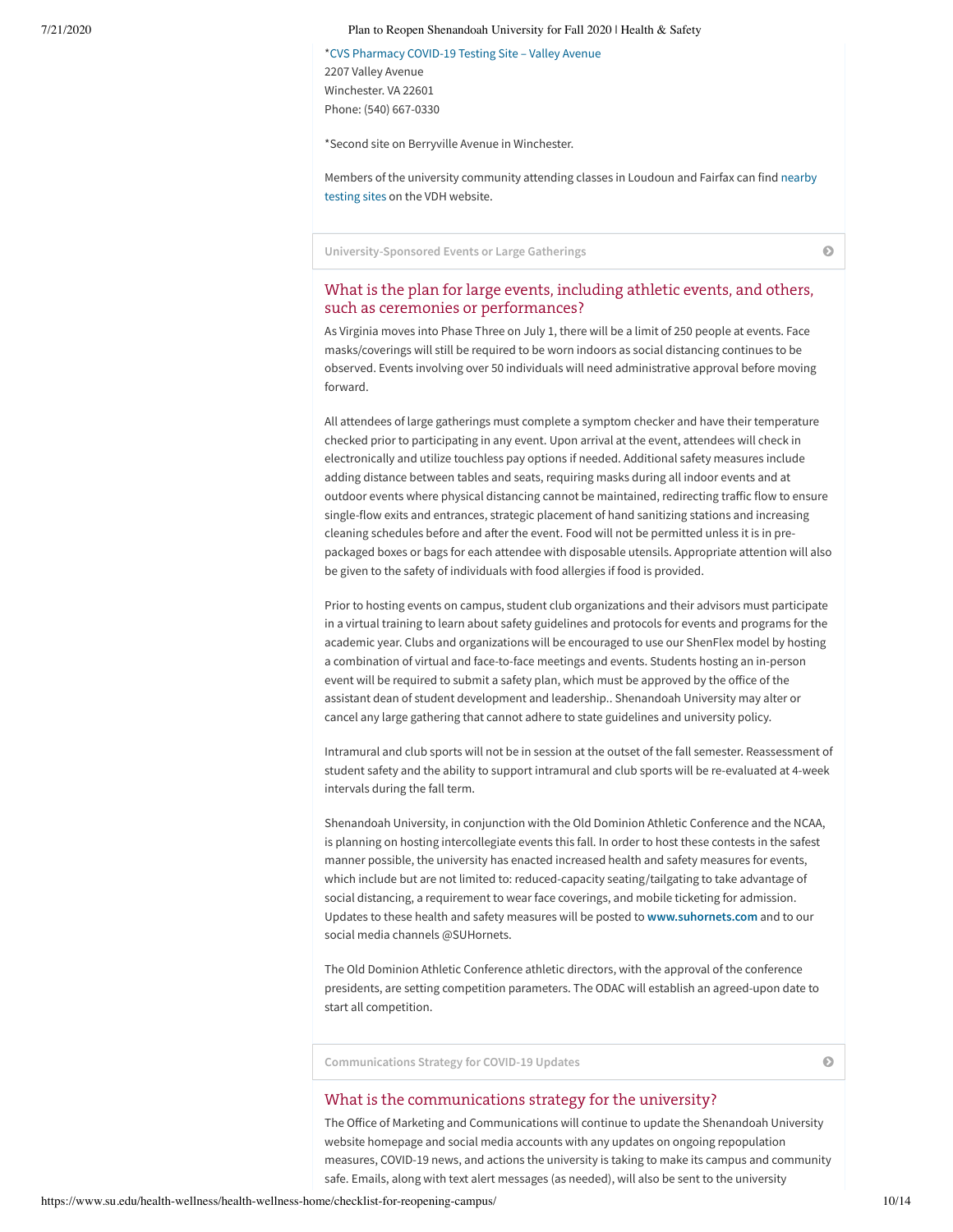*[CVS Pharmacy COVID-19 Testing Site – Valley Avenue](#)
2207 Valley Avenue
Winchester. VA 22601
Phone: (540) 667-0330

*Second site on Berryville Avenue in Winchester.

Members of the university community attending classes in Loudoun and Fairfax can find [nearby testing sites](#) on the VDH website.

**University-Sponsored Events or Large Gatherings**

## What is the plan for large events, including athletic events, and others, such as ceremonies or performances?

As Virginia moves into Phase Three on July 1, there will be a limit of 250 people at events. Face masks/coverings will still be required to be worn indoors as social distancing continues to be observed. Events involving over 50 individuals will need administrative approval before moving forward.

All attendees of large gatherings must complete a symptom checker and have their temperature checked prior to participating in any event. Upon arrival at the event, attendees will check in electronically and utilize touchless pay options if needed. Additional safety measures include adding distance between tables and seats, requiring masks during all indoor events and at outdoor events where physical distancing cannot be maintained, redirecting traffic flow to ensure single-flow exits and entrances, strategic placement of hand sanitizing stations and increasing cleaning schedules before and after the event. Food will not be permitted unless it is in pre-packaged boxes or bags for each attendee with disposable utensils. Appropriate attention will also be given to the safety of individuals with food allergies if food is provided.

Prior to hosting events on campus, student club organizations and their advisors must participate in a virtual training to learn about safety guidelines and protocols for events and programs for the academic year. Clubs and organizations will be encouraged to use our ShenFlex model by hosting a combination of virtual and face-to-face meetings and events. Students hosting an in-person event will be required to submit a safety plan, which must be approved by the office of the assistant dean of student development and leadership.. Shenandoah University may alter or cancel any large gathering that cannot adhere to state guidelines and university policy.

Intramural and club sports will not be in session at the outset of the fall semester. Reassessment of student safety and the ability to support intramural and club sports will be re-evaluated at 4-week intervals during the fall term.

Shenandoah University, in conjunction with the Old Dominion Athletic Conference and the NCAA, is planning on hosting intercollegiate events this fall. In order to host these contests in the safest manner possible, the university has enacted increased health and safety measures for events, which include but are not limited to: reduced-capacity seating/tailgating to take advantage of social distancing, a requirement to wear face coverings, and mobile ticketing for admission. Updates to these health and safety measures will be posted to **www.suhornets.com** and to our social media channels @SUHornets.

The Old Dominion Athletic Conference athletic directors, with the approval of the conference presidents, are setting competition parameters. The ODAC will establish an agreed-upon date to start all competition.

**Communications Strategy for COVID-19 Updates**

## What is the communications strategy for the university?

The Office of Marketing and Communications will continue to update the Shenandoah University website homepage and social media accounts with any updates on ongoing repopulation measures, COVID-19 news, and actions the university is taking to make its campus and community safe. Emails, along with text alert messages (as needed), will also be sent to the university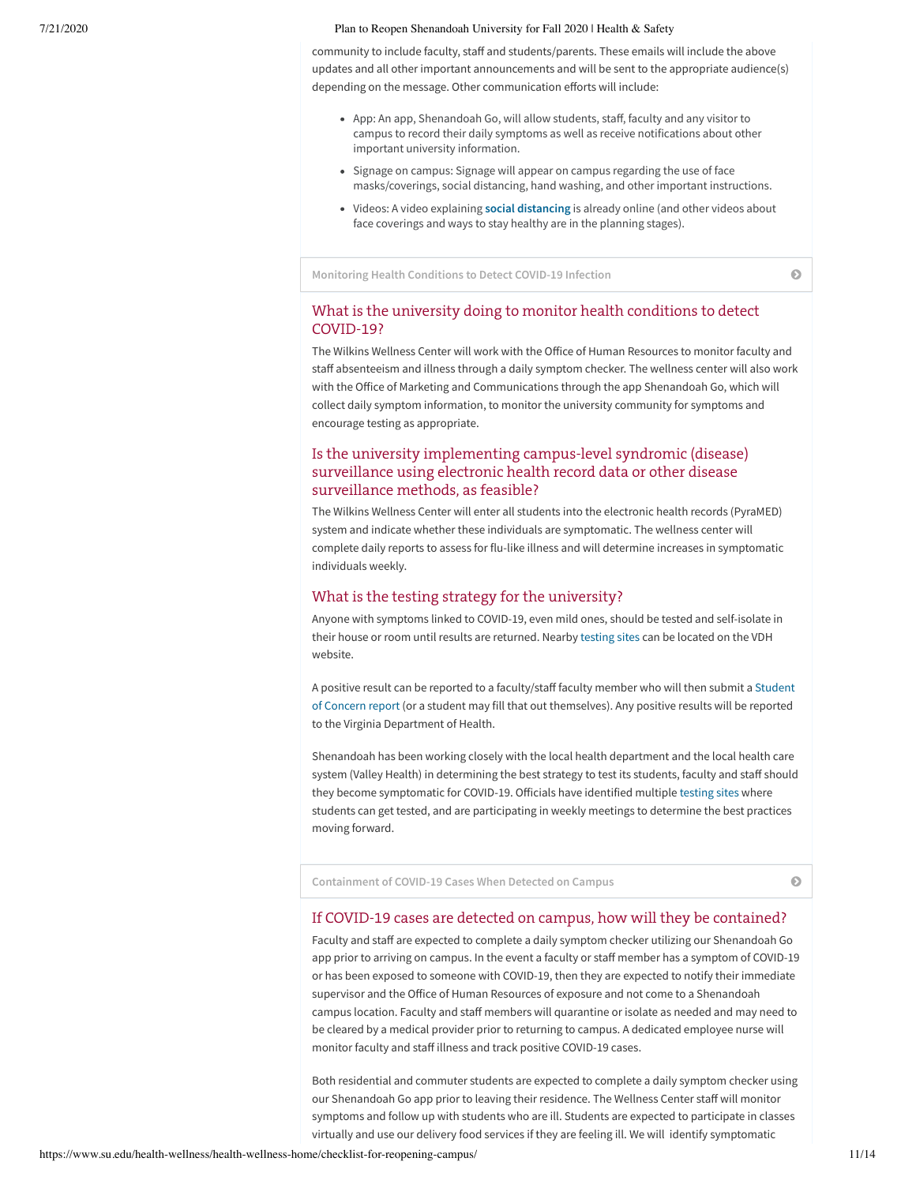community to include faculty, staff and students/parents. These emails will include the above updates and all other important announcements and will be sent to the appropriate audience(s) depending on the message. Other communication efforts will include:

- App: An app, Shenandoah Go, will allow students, staff, faculty and any visitor to campus to record their daily symptoms as well as receive notifications about other important university information.
- Signage on campus: Signage will appear on campus regarding the use of face masks/coverings, social distancing, hand washing, and other important instructions.
- Videos: A video explaining **social distancing** is already online (and other videos about face coverings and ways to stay healthy are in the planning stages).

**Monitoring Health Conditions to Detect COVID-19 Infection**

## What is the university doing to monitor health conditions to detect COVID-19?

The Wilkins Wellness Center will work with the Office of Human Resources to monitor faculty and staff absenteeism and illness through a daily symptom checker. The wellness center will also work with the Office of Marketing and Communications through the app Shenandoah Go, which will collect daily symptom information, to monitor the university community for symptoms and encourage testing as appropriate.

## Is the university implementing campus-level syndromic (disease) surveillance using electronic health record data or other disease surveillance methods, as feasible?

The Wilkins Wellness Center will enter all students into the electronic health records (PyraMED) system and indicate whether these individuals are symptomatic. The wellness center will complete daily reports to assess for flu-like illness and will determine increases in symptomatic individuals weekly.

## What is the testing strategy for the university?

Anyone with symptoms linked to COVID-19, even mild ones, should be tested and self-isolate in their house or room until results are returned. Nearby testing sites can be located on the VDH website.

A positive result can be reported to a faculty/staff faculty member who will then submit a Student of Concern report (or a student may fill that out themselves). Any positive results will be reported to the Virginia Department of Health.

Shenandoah has been working closely with the local health department and the local health care system (Valley Health) in determining the best strategy to test its students, faculty and staff should they become symptomatic for COVID-19. Officials have identified multiple testing sites where students can get tested, and are participating in weekly meetings to determine the best practices moving forward.

**Containment of COVID-19 Cases When Detected on Campus**

## If COVID-19 cases are detected on campus, how will they be contained?

Faculty and staff are expected to complete a daily symptom checker utilizing our Shenandoah Go app prior to arriving on campus. In the event a faculty or staff member has a symptom of COVID-19 or has been exposed to someone with COVID-19, then they are expected to notify their immediate supervisor and the Office of Human Resources of exposure and not come to a Shenandoah campus location. Faculty and staff members will quarantine or isolate as needed and may need to be cleared by a medical provider prior to returning to campus. A dedicated employee nurse will monitor faculty and staff illness and track positive COVID-19 cases.

Both residential and commuter students are expected to complete a daily symptom checker using our Shenandoah Go app prior to leaving their residence. The Wellness Center staff will monitor symptoms and follow up with students who are ill. Students are expected to participate in classes virtually and use our delivery food services if they are feeling ill. We will identify symptomatic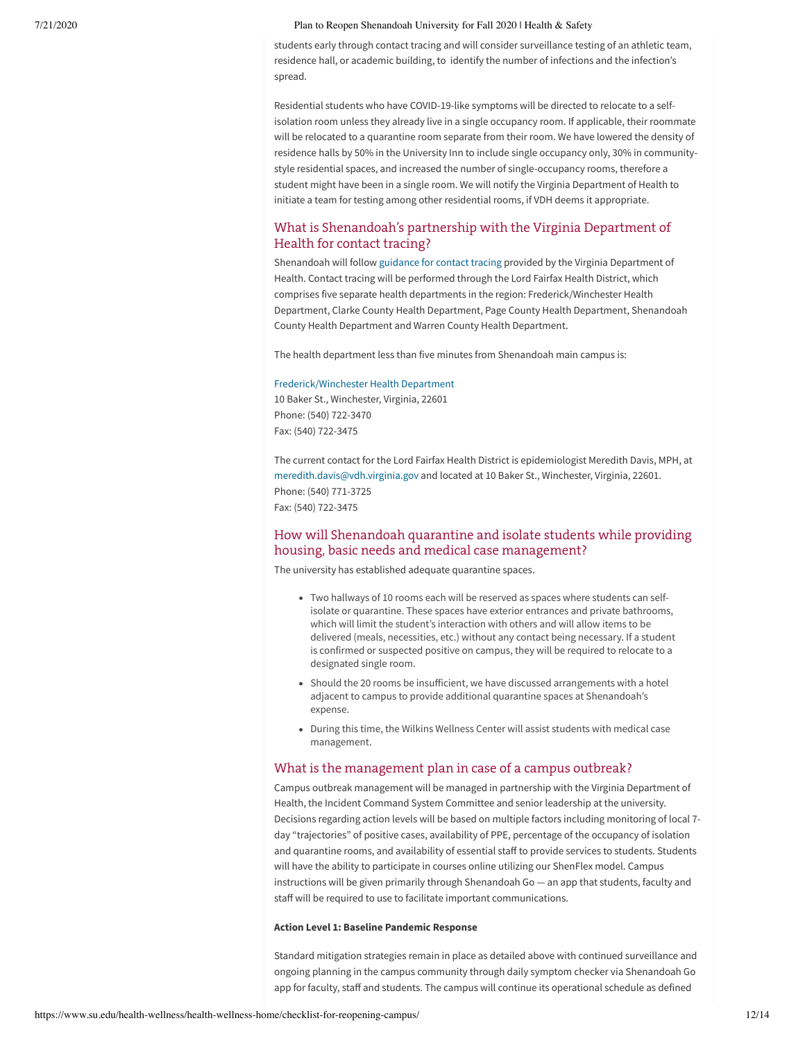students early through contact tracing and will consider surveillance testing of an athletic team, residence hall, or academic building, to identify the number of infections and the infection's spread.

Residential students who have COVID-19-like symptoms will be directed to relocate to a self-isolation room unless they already live in a single occupancy room. If applicable, their roommate will be relocated to a quarantine room separate from their room. We have lowered the density of residence halls by 50% in the University Inn to include single occupancy only, 30% in community-style residential spaces, and increased the number of single-occupancy rooms, therefore a student might have been in a single room. We will notify the Virginia Department of Health to initiate a team for testing among other residential rooms, if VDH deems it appropriate.

## What is Shenandoah's partnership with the Virginia Department of Health for contact tracing?

Shenandoah will follow guidance for contact tracing provided by the Virginia Department of Health. Contact tracing will be performed through the Lord Fairfax Health District, which comprises five separate health departments in the region: Frederick/Winchester Health Department, Clarke County Health Department, Page County Health Department, Shenandoah County Health Department and Warren County Health Department.

The health department less than five minutes from Shenandoah main campus is:

Frederick/Winchester Health Department
10 Baker St., Winchester, Virginia, 22601
Phone: (540) 722-3470
Fax: (540) 722-3475

The current contact for the Lord Fairfax Health District is epidemiologist Meredith Davis, MPH, at meredith.davis@vdh.virginia.gov and located at 10 Baker St., Winchester, Virginia, 22601.
Phone: (540) 771-3725
Fax: (540) 722-3475

## How will Shenandoah quarantine and isolate students while providing housing, basic needs and medical case management?

The university has established adequate quarantine spaces.

- Two hallways of 10 rooms each will be reserved as spaces where students can self-isolate or quarantine. These spaces have exterior entrances and private bathrooms, which will limit the student's interaction with others and will allow items to be delivered (meals, necessities, etc.) without any contact being necessary. If a student is confirmed or suspected positive on campus, they will be required to relocate to a designated single room.
- Should the 20 rooms be insufficient, we have discussed arrangements with a hotel adjacent to campus to provide additional quarantine spaces at Shenandoah's expense.
- During this time, the Wilkins Wellness Center will assist students with medical case management.

## What is the management plan in case of a campus outbreak?

Campus outbreak management will be managed in partnership with the Virginia Department of Health, the Incident Command System Committee and senior leadership at the university. Decisions regarding action levels will be based on multiple factors including monitoring of local 7-day "trajectories" of positive cases, availability of PPE, percentage of the occupancy of isolation and quarantine rooms, and availability of essential staff to provide services to students. Students will have the ability to participate in courses online utilizing our ShenFlex model. Campus instructions will be given primarily through Shenandoah Go — an app that students, faculty and staff will be required to use to facilitate important communications.

**Action Level 1: Baseline Pandemic Response**

Standard mitigation strategies remain in place as detailed above with continued surveillance and ongoing planning in the campus community through daily symptom checker via Shenandoah Go app for faculty, staff and students. The campus will continue its operational schedule as defined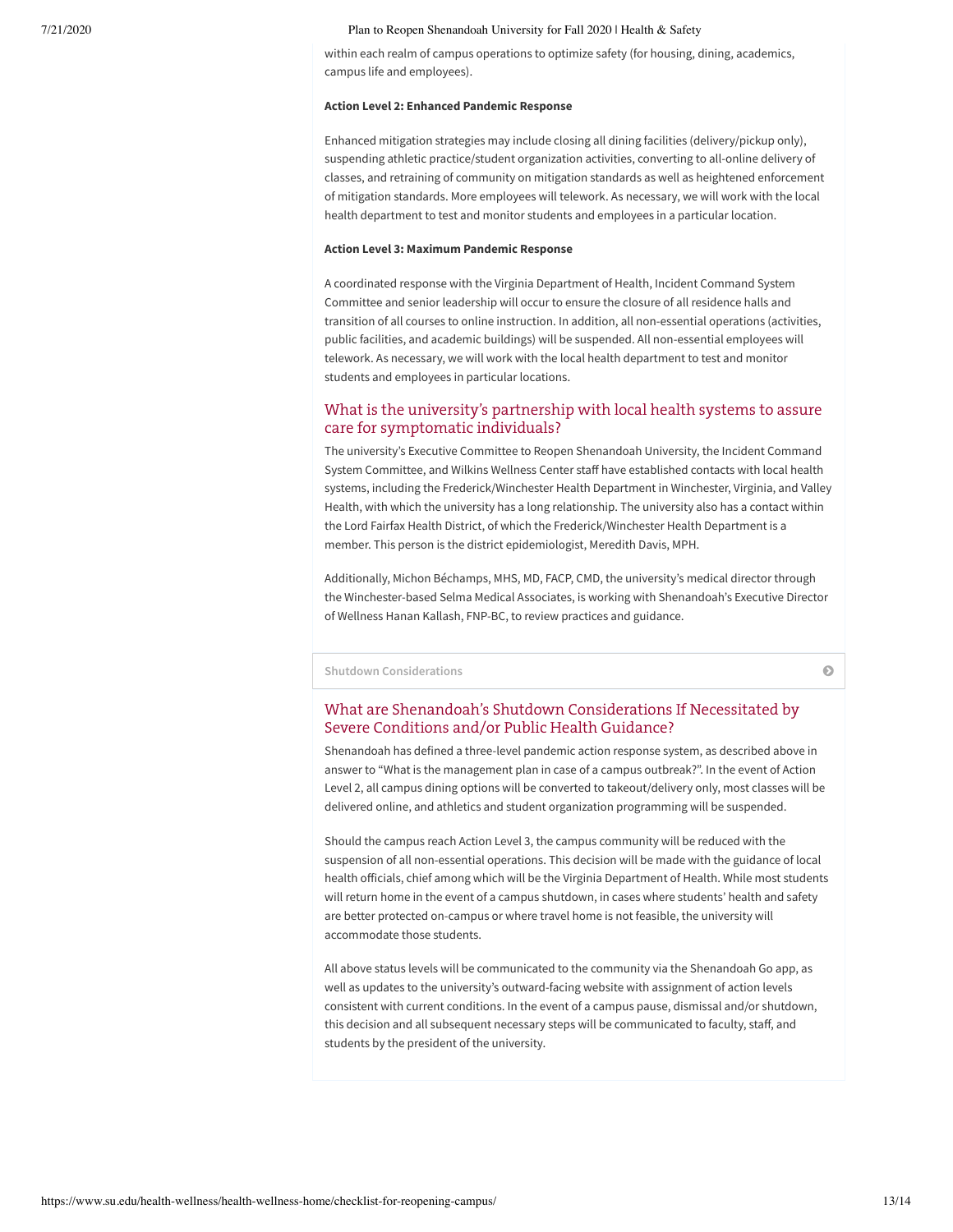within each realm of campus operations to optimize safety (for housing, dining, academics, campus life and employees).

**Action Level 2: Enhanced Pandemic Response**

Enhanced mitigation strategies may include closing all dining facilities (delivery/pickup only), suspending athletic practice/student organization activities, converting to all-online delivery of classes, and retraining of community on mitigation standards as well as heightened enforcement of mitigation standards. More employees will telework. As necessary, we will work with the local health department to test and monitor students and employees in a particular location.

**Action Level 3: Maximum Pandemic Response**

A coordinated response with the Virginia Department of Health, Incident Command System Committee and senior leadership will occur to ensure the closure of all residence halls and transition of all courses to online instruction. In addition, all non-essential operations (activities, public facilities, and academic buildings) will be suspended. All non-essential employees will telework. As necessary, we will work with the local health department to test and monitor students and employees in particular locations.

### What is the university's partnership with local health systems to assure care for symptomatic individuals?

The university's Executive Committee to Reopen Shenandoah University, the Incident Command System Committee, and Wilkins Wellness Center staff have established contacts with local health systems, including the Frederick/Winchester Health Department in Winchester, Virginia, and Valley Health, with which the university has a long relationship. The university also has a contact within the Lord Fairfax Health District, of which the Frederick/Winchester Health Department is a member. This person is the district epidemiologist, Meredith Davis, MPH.

Additionally, Michon Béchamps, MHS, MD, FACP, CMD, the university's medical director through the Winchester-based Selma Medical Associates, is working with Shenandoah's Executive Director of Wellness Hanan Kallash, FNP-BC, to review practices and guidance.

**Shutdown Considerations**

### What are Shenandoah's Shutdown Considerations If Necessitated by Severe Conditions and/or Public Health Guidance?

Shenandoah has defined a three-level pandemic action response system, as described above in answer to "What is the management plan in case of a campus outbreak?". In the event of Action Level 2, all campus dining options will be converted to takeout/delivery only, most classes will be delivered online, and athletics and student organization programming will be suspended.

Should the campus reach Action Level 3, the campus community will be reduced with the suspension of all non-essential operations. This decision will be made with the guidance of local health officials, chief among which will be the Virginia Department of Health. While most students will return home in the event of a campus shutdown, in cases where students' health and safety are better protected on-campus or where travel home is not feasible, the university will accommodate those students.

All above status levels will be communicated to the community via the Shenandoah Go app, as well as updates to the university's outward-facing website with assignment of action levels consistent with current conditions. In the event of a campus pause, dismissal and/or shutdown, this decision and all subsequent necessary steps will be communicated to faculty, staff, and students by the president of the university.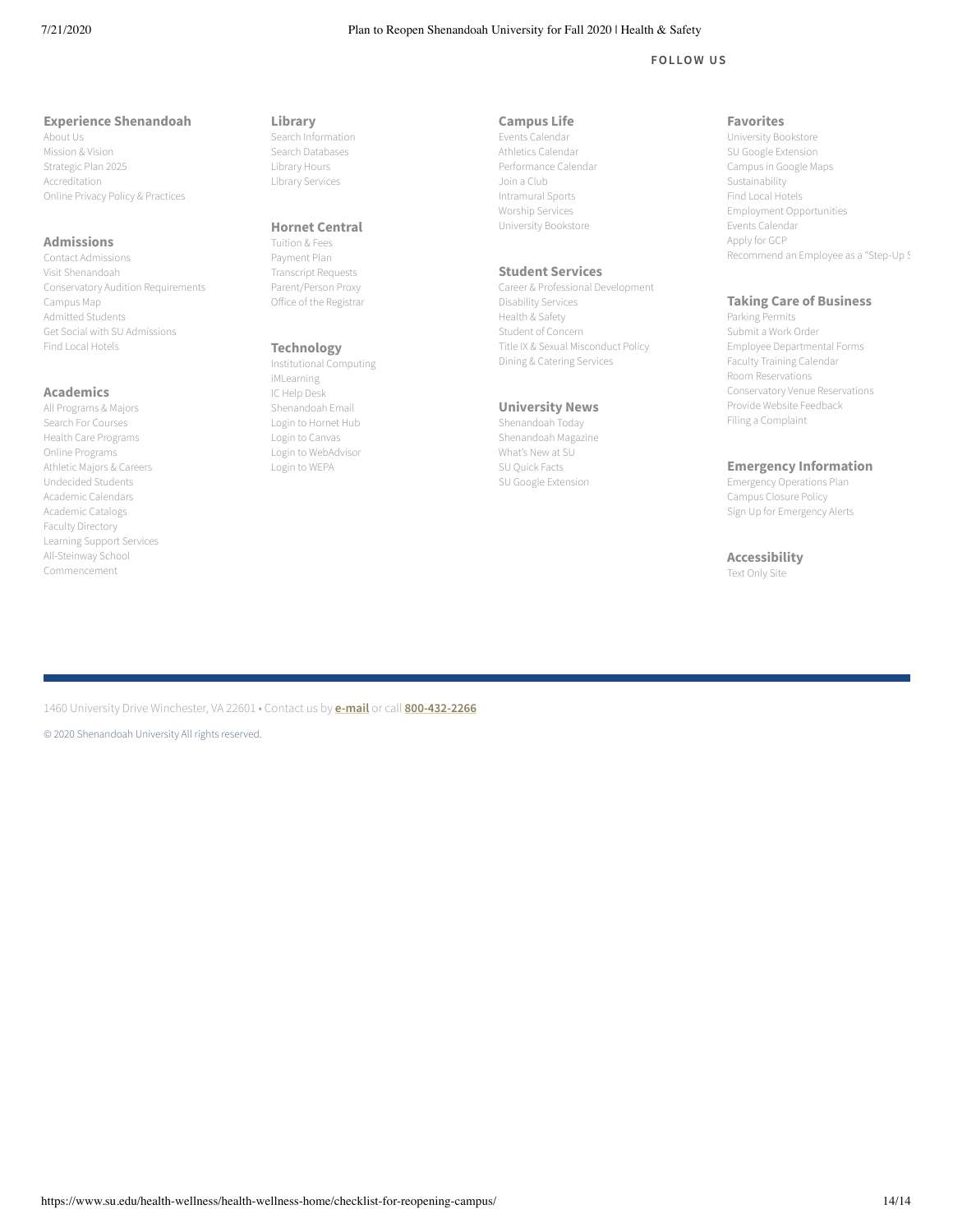FOLLOW US

### Experience Shenandoah

- About Us
- Mission & Vision
- Strategic Plan 2025
- Accreditation
- Online Privacy Policy & Practices

### Admissions

- Contact Admissions
- Visit Shenandoah
- Conservatory Audition Requirements
- Campus Map
- Admitted Students
- Get Social with SU Admissions
- Find Local Hotels

### Academics

- All Programs & Majors
- Search For Courses
- Health Care Programs
- Online Programs
- Athletic Majors & Careers
- Undecided Students
- Academic Calendars
- Academic Catalogs
- Faculty Directory
- Learning Support Services
- All-Steinway School
- Commencement

### Library

- Search Information
- Search Databases
- Library Hours
- Library Services

### Hornet Central

- Tuition & Fees
- Payment Plan
- Transcript Requests
- Parent/Person Proxy
- Office of the Registrar

### Technology

- Institutional Computing
- iMLearning
- IC Help Desk
- Shenandoah Email
- Login to Hornet Hub
- Login to Canvas
- Login to WebAdvisor
- Login to WEPA

### Campus Life

- Events Calendar
- Athletics Calendar
- Performance Calendar
- Join a Club
- Intramural Sports
- Worship Services
- University Bookstore

### Student Services

- Career & Professional Development
- Disability Services
- Health & Safety
- Student of Concern
- Title IX & Sexual Misconduct Policy
- Dining & Catering Services

### University News

- Shenandoah Today
- Shenandoah Magazine
- What's New at SU
- SU Quick Facts
- SU Google Extension

### Favorites

- University Bookstore
- SU Google Extension
- Campus in Google Maps
- Sustainability
- Find Local Hotels
- Employment Opportunities
- Events Calendar
- Apply for GCP
- Recommend an Employee as a "Step-Up S

### Taking Care of Business

- Parking Permits
- Submit a Work Order
- Employee Departmental Forms
- Faculty Training Calendar
- Room Reservations
- Conservatory Venue Reservations
- Provide Website Feedback
- Filing a Complaint

### Emergency Information

- Emergency Operations Plan
- Campus Closure Policy
- Sign Up for Emergency Alerts

### Accessibility

- Text Only Site

---

1460 University Drive Winchester, VA 22601 • Contact us by **e-mail** or call **800-432-2266**

© 2020 Shenandoah University All rights reserved.